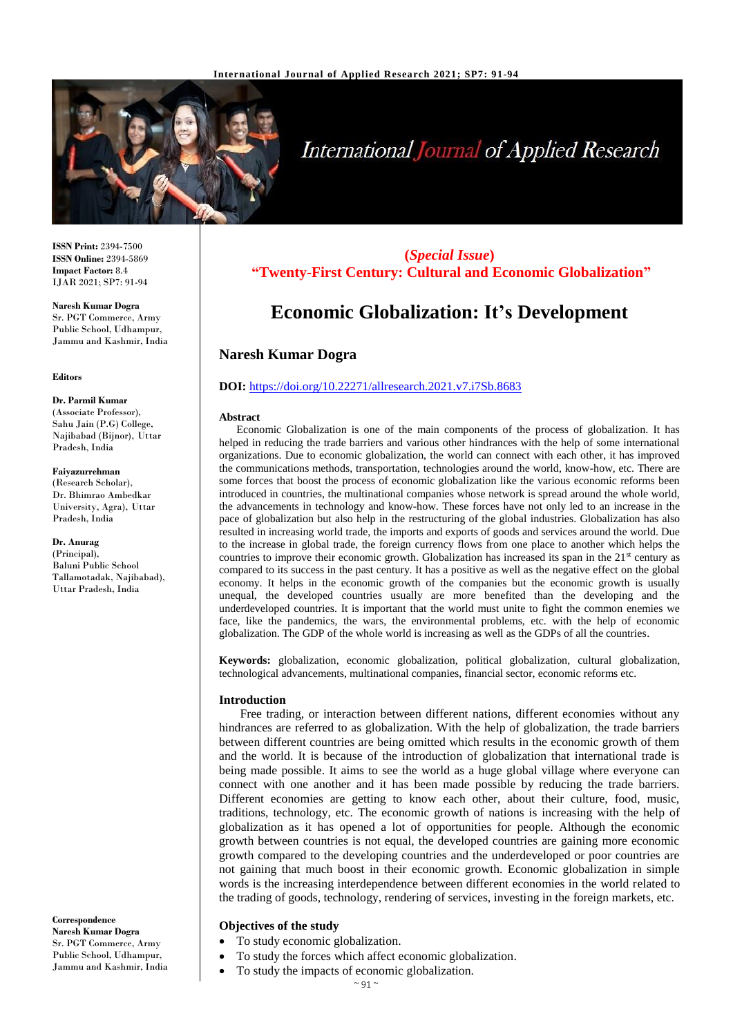**ISSN Print:** 2394-7500
**ISSN Online:** 2394-5869
**Impact Factor:** 8.4
IJAR 2021; SP7: 91-94

**Naresh Kumar Dogra**
Sr. PGT Commerce, Army Public School, Udhampur, Jammu and Kashmir, India

**Editors**

**Dr. Parmil Kumar**
(Associate Professor), Sahu Jain (P.G) College, Najibabad (Bijnor), Uttar Pradesh, India

**Faiyazurrehman**
(Research Scholar), Dr. Bhimrao Ambedkar University, Agra), Uttar Pradesh, India

**Dr. Anurag**
(Principal), Baluni Public School Tallamotadak, Najibabad), Uttar Pradesh, India

**Correspondence**
**Naresh Kumar Dogra**
Sr. PGT Commerce, Army Public School, Udhampur, Jammu and Kashmir, India

**(*Special Issue*)**
**"Twenty-First Century: Cultural and Economic Globalization"**

# Economic Globalization: It's Development

**Naresh Kumar Dogra**

**DOI:** https://doi.org/10.22271/allresearch.2021.v7.i7Sb.8683

### Abstract

Economic Globalization is one of the main components of the process of globalization. It has helped in reducing the trade barriers and various other hindrances with the help of some international organizations. Due to economic globalization, the world can connect with each other, it has improved the communications methods, transportation, technologies around the world, know-how, etc. There are some forces that boost the process of economic globalization like the various economic reforms been introduced in countries, the multinational companies whose network is spread around the whole world, the advancements in technology and know-how. These forces have not only led to an increase in the pace of globalization but also help in the restructuring of the global industries. Globalization has also resulted in increasing world trade, the imports and exports of goods and services around the world. Due to the increase in global trade, the foreign currency flows from one place to another which helps the countries to improve their economic growth. Globalization has increased its span in the 21st century as compared to its success in the past century. It has a positive as well as the negative effect on the global economy. It helps in the economic growth of the companies but the economic growth is usually unequal, the developed countries usually are more benefited than the developing and the underdeveloped countries. It is important that the world must unite to fight the common enemies we face, like the pandemics, the wars, the environmental problems, etc. with the help of economic globalization. The GDP of the whole world is increasing as well as the GDPs of all the countries.

**Keywords:** globalization, economic globalization, political globalization, cultural globalization, technological advancements, multinational companies, financial sector, economic reforms etc.

### Introduction

Free trading, or interaction between different nations, different economies without any hindrances are referred to as globalization. With the help of globalization, the trade barriers between different countries are being omitted which results in the economic growth of them and the world. It is because of the introduction of globalization that international trade is being made possible. It aims to see the world as a huge global village where everyone can connect with one another and it has been made possible by reducing the trade barriers. Different economies are getting to know each other, about their culture, food, music, traditions, technology, etc. The economic growth of nations is increasing with the help of globalization as it has opened a lot of opportunities for people. Although the economic growth between countries is not equal, the developed countries are gaining more economic growth compared to the developing countries and the underdeveloped or poor countries are not gaining that much boost in their economic growth. Economic globalization in simple words is the increasing interdependence between different economies in the world related to the trading of goods, technology, rendering of services, investing in the foreign markets, etc.

### Objectives of the study

- To study economic globalization.
- To study the forces which affect economic globalization.
- To study the impacts of economic globalization.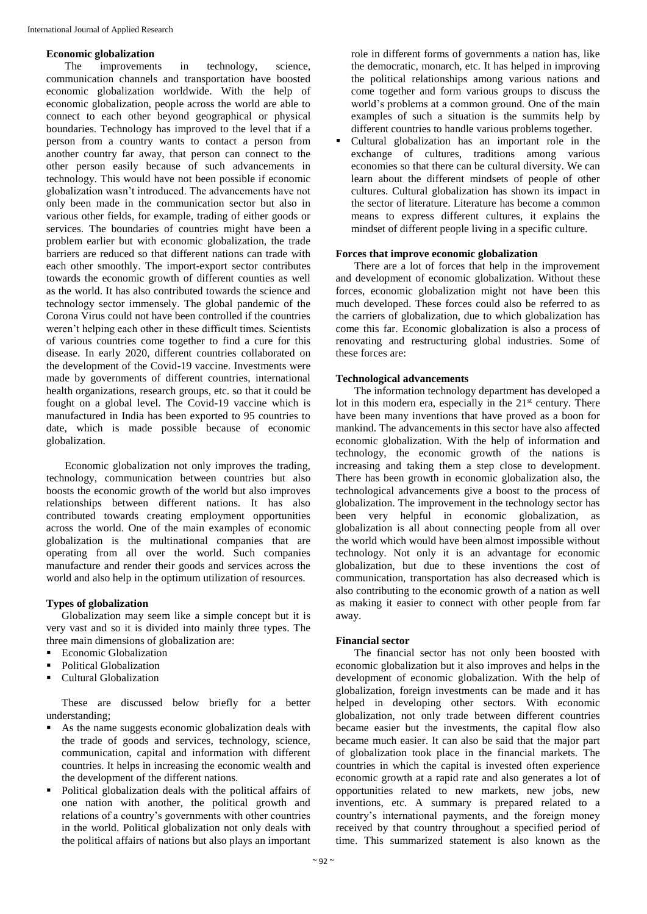### Economic globalization

The improvements in technology, science, communication channels and transportation have boosted economic globalization worldwide. With the help of economic globalization, people across the world are able to connect to each other beyond geographical or physical boundaries. Technology has improved to the level that if a person from a country wants to contact a person from another country far away, that person can connect to the other person easily because of such advancements in technology. This would have not been possible if economic globalization wasn't introduced. The advancements have not only been made in the communication sector but also in various other fields, for example, trading of either goods or services. The boundaries of countries might have been a problem earlier but with economic globalization, the trade barriers are reduced so that different nations can trade with each other smoothly. The import-export sector contributes towards the economic growth of different counties as well as the world. It has also contributed towards the science and technology sector immensely. The global pandemic of the Corona Virus could not have been controlled if the countries weren't helping each other in these difficult times. Scientists of various countries come together to find a cure for this disease. In early 2020, different countries collaborated on the development of the Covid-19 vaccine. Investments were made by governments of different countries, international health organizations, research groups, etc. so that it could be fought on a global level. The Covid-19 vaccine which is manufactured in India has been exported to 95 countries to date, which is made possible because of economic globalization.

Economic globalization not only improves the trading, technology, communication between countries but also boosts the economic growth of the world but also improves relationships between different nations. It has also contributed towards creating employment opportunities across the world. One of the main examples of economic globalization is the multinational companies that are operating from all over the world. Such companies manufacture and render their goods and services across the world and also help in the optimum utilization of resources.

### Types of globalization

Globalization may seem like a simple concept but it is very vast and so it is divided into mainly three types. The three main dimensions of globalization are:

- Economic Globalization
- Political Globalization
- Cultural Globalization

These are discussed below briefly for a better understanding;

- As the name suggests economic globalization deals with the trade of goods and services, technology, science, communication, capital and information with different countries. It helps in increasing the economic wealth and the development of the different nations.
- Political globalization deals with the political affairs of one nation with another, the political growth and relations of a country's governments with other countries in the world. Political globalization not only deals with the political affairs of nations but also plays an important role in different forms of governments a nation has, like the democratic, monarch, etc. It has helped in improving the political relationships among various nations and come together and form various groups to discuss the world's problems at a common ground. One of the main examples of such a situation is the summits help by different countries to handle various problems together.
- Cultural globalization has an important role in the exchange of cultures, traditions among various economies so that there can be cultural diversity. We can learn about the different mindsets of people of other cultures. Cultural globalization has shown its impact in the sector of literature. Literature has become a common means to express different cultures, it explains the mindset of different people living in a specific culture.

### Forces that improve economic globalization

There are a lot of forces that help in the improvement and development of economic globalization. Without these forces, economic globalization might not have been this much developed. These forces could also be referred to as the carriers of globalization, due to which globalization has come this far. Economic globalization is also a process of renovating and restructuring global industries. Some of these forces are:

### Technological advancements

The information technology department has developed a lot in this modern era, especially in the 21st century. There have been many inventions that have proved as a boon for mankind. The advancements in this sector have also affected economic globalization. With the help of information and technology, the economic growth of the nations is increasing and taking them a step close to development. There has been growth in economic globalization also, the technological advancements give a boost to the process of globalization. The improvement in the technology sector has been very helpful in economic globalization, as globalization is all about connecting people from all over the world which would have been almost impossible without technology. Not only it is an advantage for economic globalization, but due to these inventions the cost of communication, transportation has also decreased which is also contributing to the economic growth of a nation as well as making it easier to connect with other people from far away.

### Financial sector

The financial sector has not only been boosted with economic globalization but it also improves and helps in the development of economic globalization. With the help of globalization, foreign investments can be made and it has helped in developing other sectors. With economic globalization, not only trade between different countries became easier but the investments, the capital flow also became much easier. It can also be said that the major part of globalization took place in the financial markets. The countries in which the capital is invested often experience economic growth at a rapid rate and also generates a lot of opportunities related to new markets, new jobs, new inventions, etc. A summary is prepared related to a country's international payments, and the foreign money received by that country throughout a specified period of time. This summarized statement is also known as the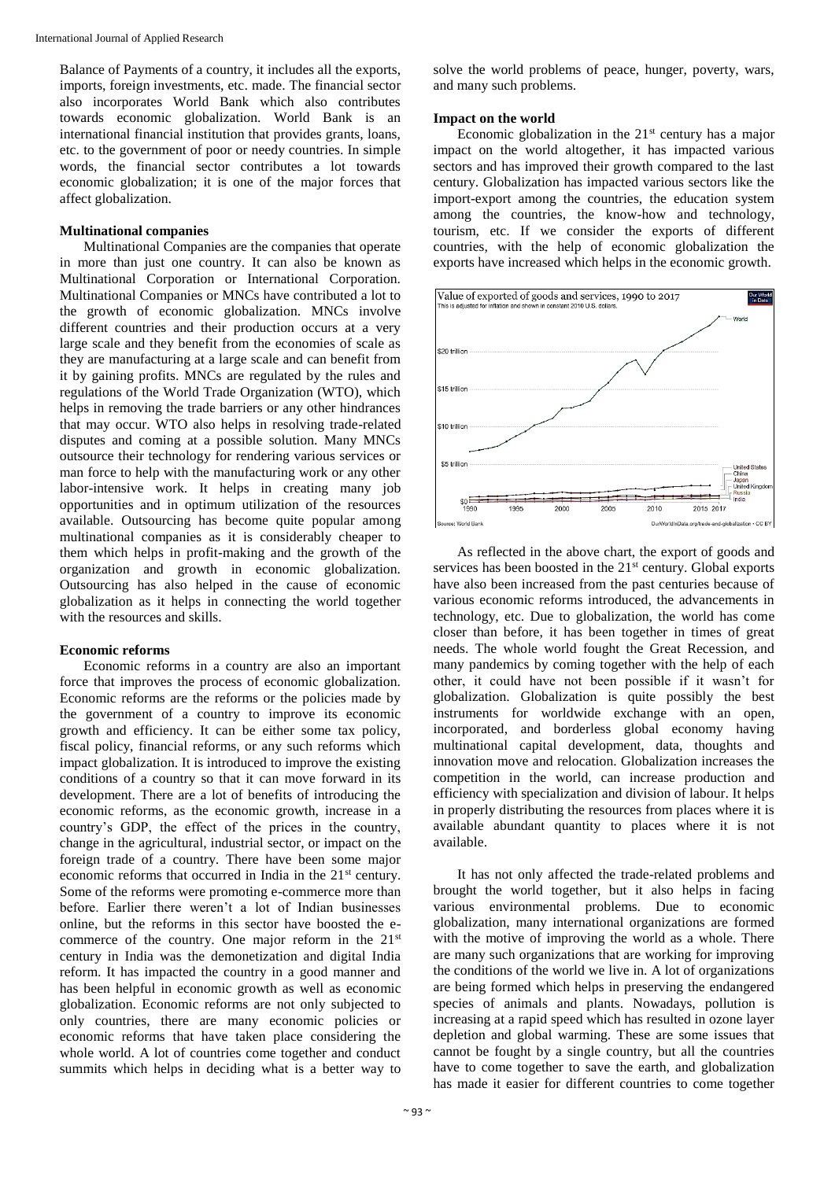Balance of Payments of a country, it includes all the exports, imports, foreign investments, etc. made. The financial sector also incorporates World Bank which also contributes towards economic globalization. World Bank is an international financial institution that provides grants, loans, etc. to the government of poor or needy countries. In simple words, the financial sector contributes a lot towards economic globalization; it is one of the major forces that affect globalization.

**Multinational companies**

Multinational Companies are the companies that operate in more than just one country. It can also be known as Multinational Corporation or International Corporation. Multinational Companies or MNCs have contributed a lot to the growth of economic globalization. MNCs involve different countries and their production occurs at a very large scale and they benefit from the economies of scale as they are manufacturing at a large scale and can benefit from it by gaining profits. MNCs are regulated by the rules and regulations of the World Trade Organization (WTO), which helps in removing the trade barriers or any other hindrances that may occur. WTO also helps in resolving trade-related disputes and coming at a possible solution. Many MNCs outsource their technology for rendering various services or man force to help with the manufacturing work or any other labor-intensive work. It helps in creating many job opportunities and in optimum utilization of the resources available. Outsourcing has become quite popular among multinational companies as it is considerably cheaper to them which helps in profit-making and the growth of the organization and growth in economic globalization. Outsourcing has also helped in the cause of economic globalization as it helps in connecting the world together with the resources and skills.

**Economic reforms**

Economic reforms in a country are also an important force that improves the process of economic globalization. Economic reforms are the reforms or the policies made by the government of a country to improve its economic growth and efficiency. It can be either some tax policy, fiscal policy, financial reforms, or any such reforms which impact globalization. It is introduced to improve the existing conditions of a country so that it can move forward in its development. There are a lot of benefits of introducing the economic reforms, as the economic growth, increase in a country's GDP, the effect of the prices in the country, change in the agricultural, industrial sector, or impact on the foreign trade of a country. There have been some major economic reforms that occurred in India in the 21st century. Some of the reforms were promoting e-commerce more than before. Earlier there weren't a lot of Indian businesses online, but the reforms in this sector have boosted the e-commerce of the country. One major reform in the 21st century in India was the demonetization and digital India reform. It has impacted the country in a good manner and has been helpful in economic growth as well as economic globalization. Economic reforms are not only subjected to only countries, there are many economic policies or economic reforms that have taken place considering the whole world. A lot of countries come together and conduct summits which helps in deciding what is a better way to solve the world problems of peace, hunger, poverty, wars, and many such problems.

**Impact on the world**

Economic globalization in the 21st century has a major impact on the world altogether, it has impacted various sectors and has improved their growth compared to the last century. Globalization has impacted various sectors like the import-export among the countries, the education system among the countries, the know-how and technology, tourism, etc. If we consider the exports of different countries, with the help of economic globalization the exports have increased which helps in the economic growth.

Value of exported of goods and services, 1990 to 2017
This is adjusted for inflation and shown in constant 2010 U.S. dollars.

Source: World Bank — OurWorldInData.org/trade-and-globalization • CC BY

As reflected in the above chart, the export of goods and services has been boosted in the 21st century. Global exports have also been increased from the past centuries because of various economic reforms introduced, the advancements in technology, etc. Due to globalization, the world has come closer than before, it has been together in times of great needs. The whole world fought the Great Recession, and many pandemics by coming together with the help of each other, it could have not been possible if it wasn't for globalization. Globalization is quite possibly the best instruments for worldwide exchange with an open, incorporated, and borderless global economy having multinational capital development, data, thoughts and innovation move and relocation. Globalization increases the competition in the world, can increase production and efficiency with specialization and division of labour. It helps in properly distributing the resources from places where it is available abundant quantity to places where it is not available.

It has not only affected the trade-related problems and brought the world together, but it also helps in facing various environmental problems. Due to economic globalization, many international organizations are formed with the motive of improving the world as a whole. There are many such organizations that are working for improving the conditions of the world we live in. A lot of organizations are being formed which helps in preserving the endangered species of animals and plants. Nowadays, pollution is increasing at a rapid speed which has resulted in ozone layer depletion and global warming. These are some issues that cannot be fought by a single country, but all the countries have to come together to save the earth, and globalization has made it easier for different countries to come together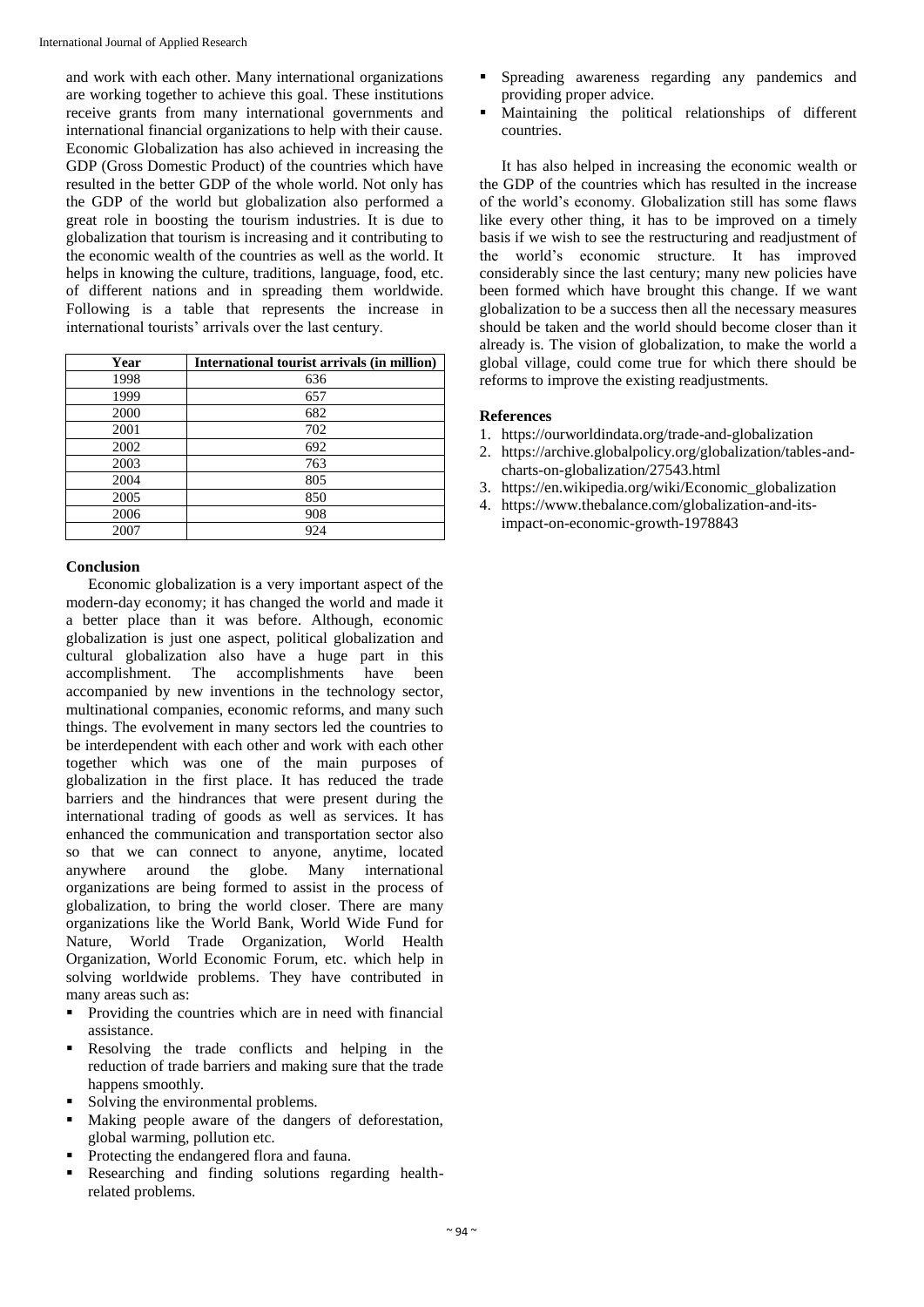and work with each other. Many international organizations are working together to achieve this goal. These institutions receive grants from many international governments and international financial organizations to help with their cause. Economic Globalization has also achieved in increasing the GDP (Gross Domestic Product) of the countries which have resulted in the better GDP of the whole world. Not only has the GDP of the world but globalization also performed a great role in boosting the tourism industries. It is due to globalization that tourism is increasing and it contributing to the economic wealth of the countries as well as the world. It helps in knowing the culture, traditions, language, food, etc. of different nations and in spreading them worldwide. Following is a table that represents the increase in international tourists' arrivals over the last century.

| Year | International tourist arrivals (in million) |
|---|---|
| 1998 | 636 |
| 1999 | 657 |
| 2000 | 682 |
| 2001 | 702 |
| 2002 | 692 |
| 2003 | 763 |
| 2004 | 805 |
| 2005 | 850 |
| 2006 | 908 |
| 2007 | 924 |

## Conclusion

Economic globalization is a very important aspect of the modern-day economy; it has changed the world and made it a better place than it was before. Although, economic globalization is just one aspect, political globalization and cultural globalization also have a huge part in this accomplishment. The accomplishments have been accompanied by new inventions in the technology sector, multinational companies, economic reforms, and many such things. The evolvement in many sectors led the countries to be interdependent with each other and work with each other together which was one of the main purposes of globalization in the first place. It has reduced the trade barriers and the hindrances that were present during the international trading of goods as well as services. It has enhanced the communication and transportation sector also so that we can connect to anyone, anytime, located anywhere around the globe. Many international organizations are being formed to assist in the process of globalization, to bring the world closer. There are many organizations like the World Bank, World Wide Fund for Nature, World Trade Organization, World Health Organization, World Economic Forum, etc. which help in solving worldwide problems. They have contributed in many areas such as:

- Providing the countries which are in need with financial assistance.
- Resolving the trade conflicts and helping in the reduction of trade barriers and making sure that the trade happens smoothly.
- Solving the environmental problems.
- Making people aware of the dangers of deforestation, global warming, pollution etc.
- Protecting the endangered flora and fauna.
- Researching and finding solutions regarding health-related problems.
- Spreading awareness regarding any pandemics and providing proper advice.
- Maintaining the political relationships of different countries.

It has also helped in increasing the economic wealth or the GDP of the countries which has resulted in the increase of the world's economy. Globalization still has some flaws like every other thing, it has to be improved on a timely basis if we wish to see the restructuring and readjustment of the world's economic structure. It has improved considerably since the last century; many new policies have been formed which have brought this change. If we want globalization to be a success then all the necessary measures should be taken and the world should become closer than it already is. The vision of globalization, to make the world a global village, could come true for which there should be reforms to improve the existing readjustments.

## References

1. https://ourworldindata.org/trade-and-globalization
2. https://archive.globalpolicy.org/globalization/tables-and-charts-on-globalization/27543.html
3. https://en.wikipedia.org/wiki/Economic_globalization
4. https://www.thebalance.com/globalization-and-its-impact-on-economic-growth-1978843